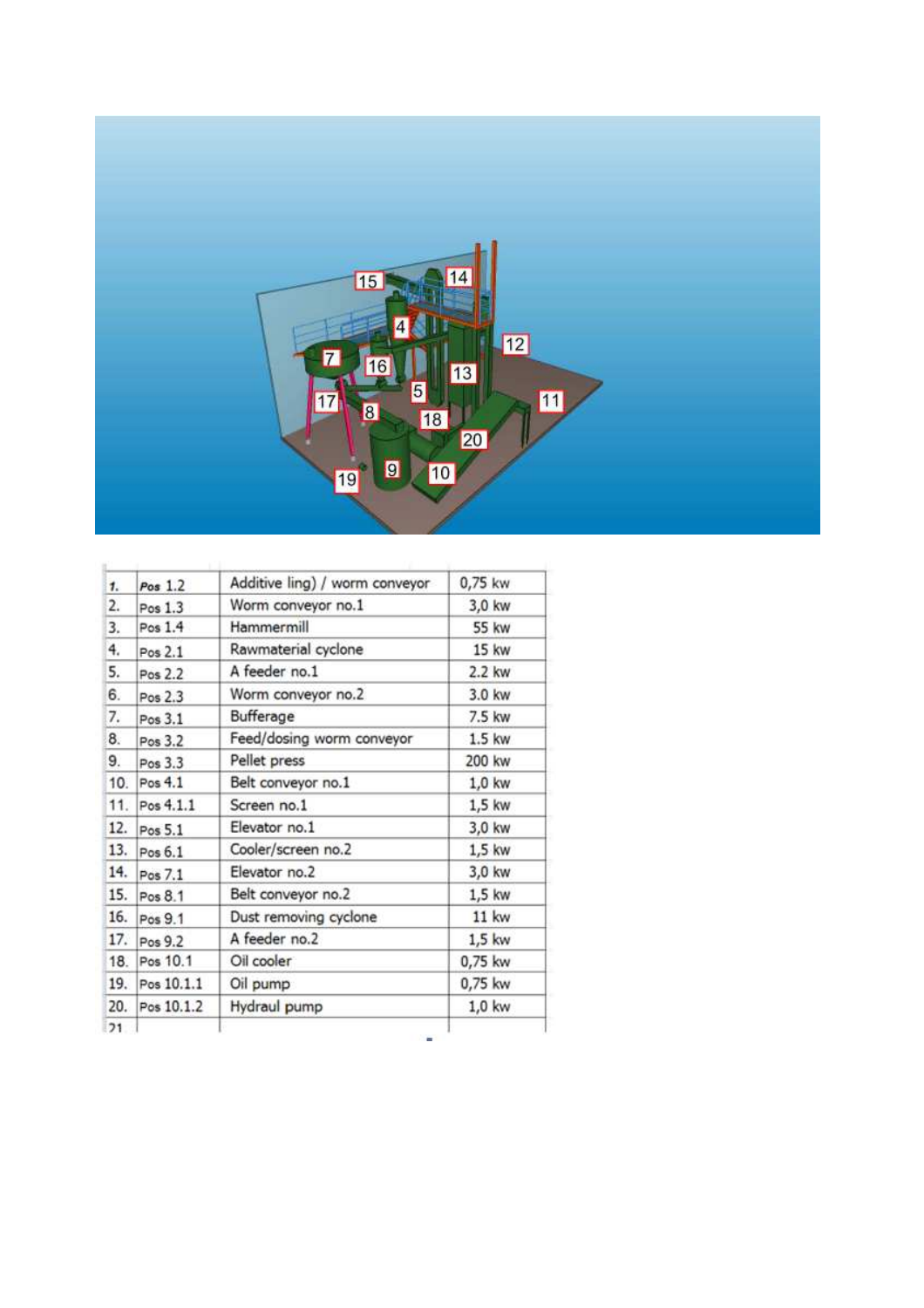| 1. | Pos 1.2 | Additive ling) / worm conveyor | 0,75 kw |
|---|---|---|---|
| 2. | Pos 1.3 | Worm conveyor no.1 | 3,0 kw |
| 3. | Pos 1.4 | Hammermill | 55 kw |
| 4. | Pos 2.1 | Rawmaterial cyclone | 15 kw |
| 5. | Pos 2.2 | A feeder no.1 | 2.2 kw |
| 6. | Pos 2.3 | Worm conveyor no.2 | 3.0 kw |
| 7. | Pos 3.1 | Bufferage | 7.5 kw |
| 8. | Pos 3.2 | Feed/dosing worm conveyor | 1.5 kw |
| 9. | Pos 3.3 | Pellet press | 200 kw |
| 10. | Pos 4.1 | Belt conveyor no.1 | 1,0 kw |
| 11. | Pos 4.1.1 | Screen no.1 | 1,5 kw |
| 12. | Pos 5.1 | Elevator no.1 | 3,0 kw |
| 13. | Pos 6.1 | Cooler/screen no.2 | 1,5 kw |
| 14. | Pos 7.1 | Elevator no.2 | 3,0 kw |
| 15. | Pos 8.1 | Belt conveyor no.2 | 1,5 kw |
| 16. | Pos 9.1 | Dust removing cyclone | 11 kw |
| 17. | Pos 9.2 | A feeder no.2 | 1,5 kw |
| 18. | Pos 10.1 | Oil cooler | 0,75 kw |
| 19. | Pos 10.1.1 | Oil pump | 0,75 kw |
| 20. | Pos 10.1.2 | Hydraul pump | 1,0 kw |
| 21 | | | |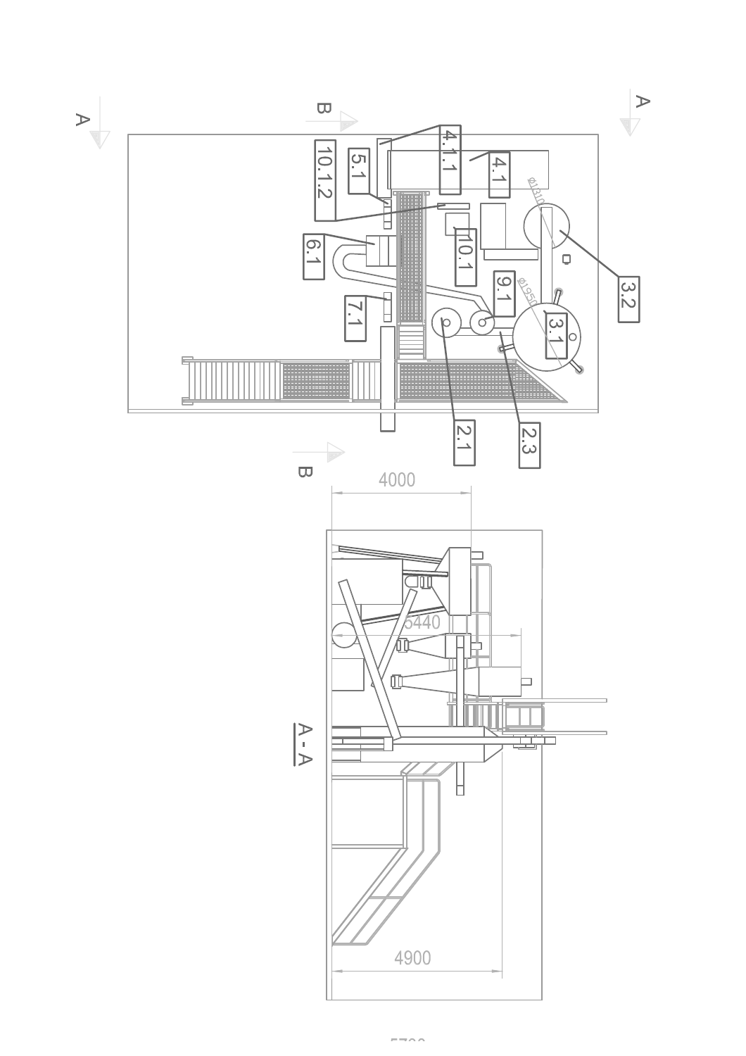A

B

A

10.1.2

5.1

4.1.1

4.1

Ø1310

3.2

6.1

10.1

9.1

Ø1950

7.1

3.1

2.1

2.3

B

4000

5440

A - A

4900

5700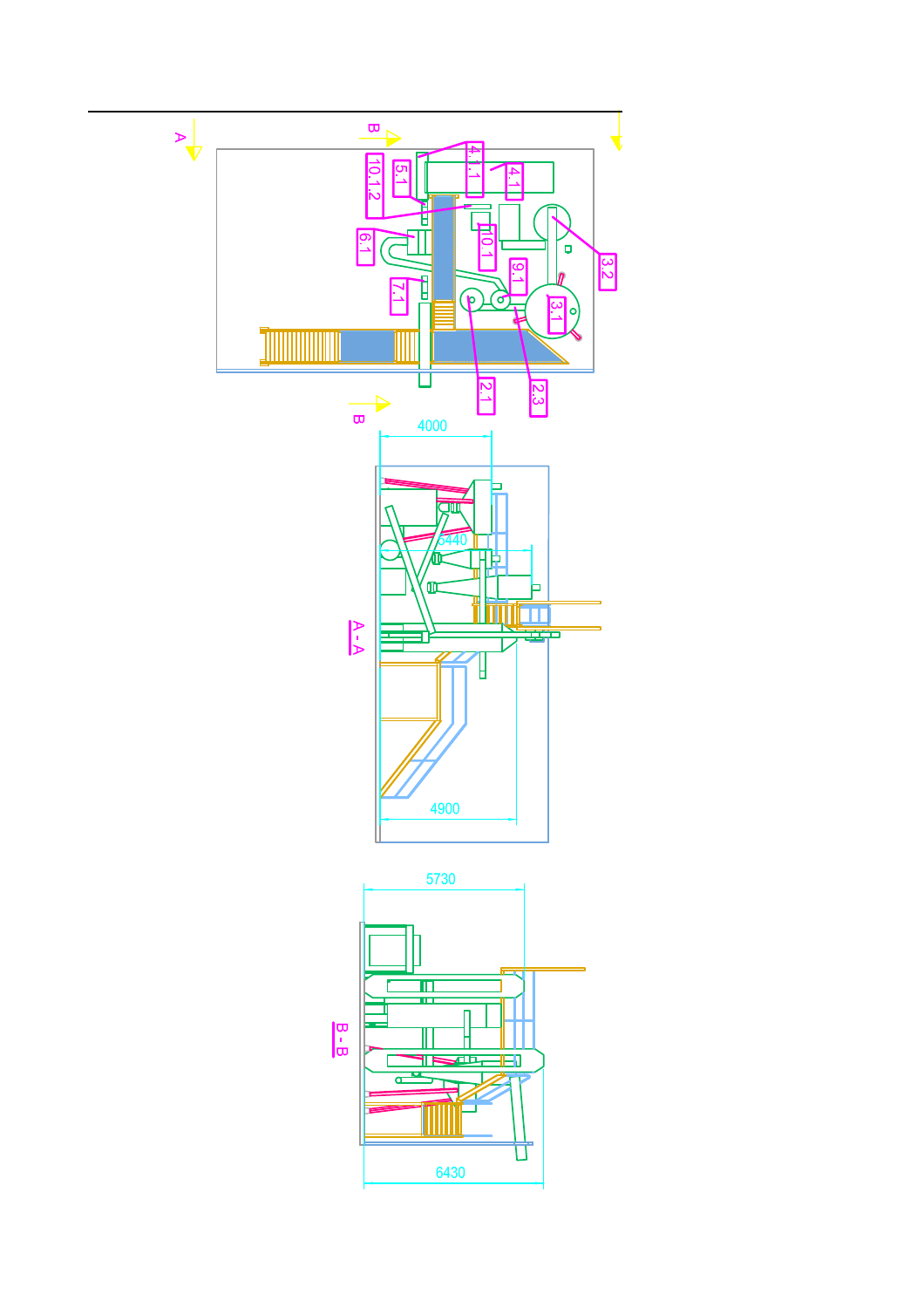A

B

10.1.2

5.1

4.1.1

4.1

6.1

10.1

9.1

3.2

7.1

3.1

2.1

2.3

B

4000

6440

A - A

4900

5730

B - B

6430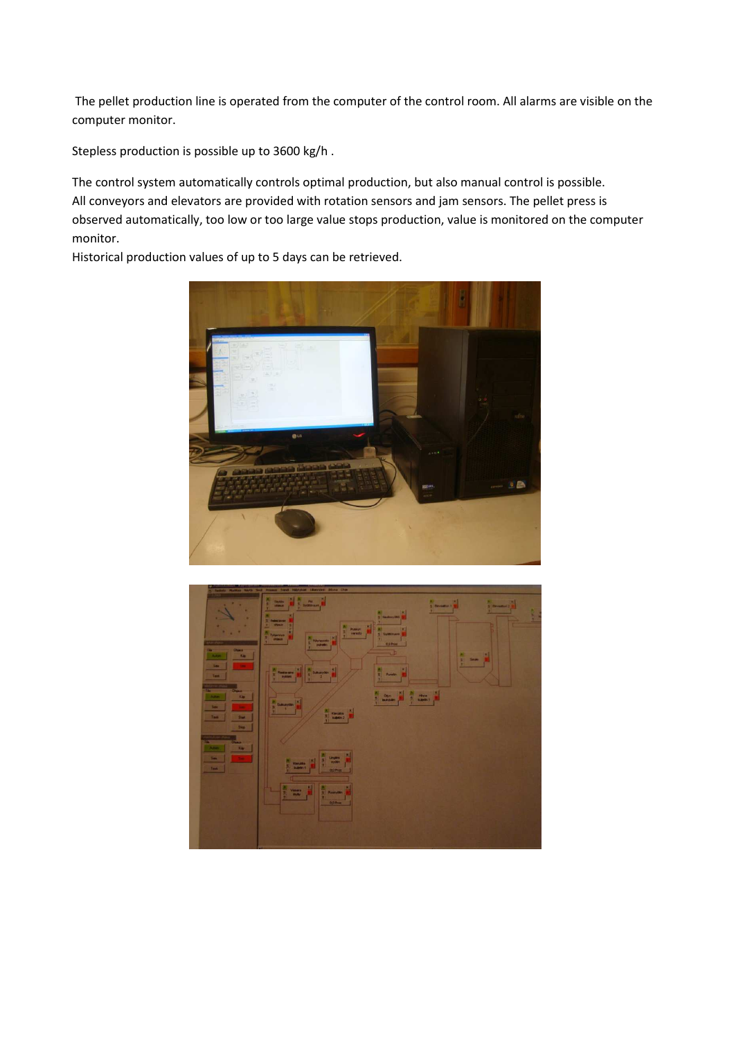The pellet production line is operated from the computer of the control room. All alarms are visible on the computer monitor.

Stepless production is possible up to 3600 kg/h .

The control system automatically controls optimal production, but also manual control is possible.
All conveyors and elevators are provided with rotation sensors and jam sensors. The pellet press is observed automatically, too low or too large value stops production, value is monitored on the computer monitor.
Historical production values of up to 5 days can be retrieved.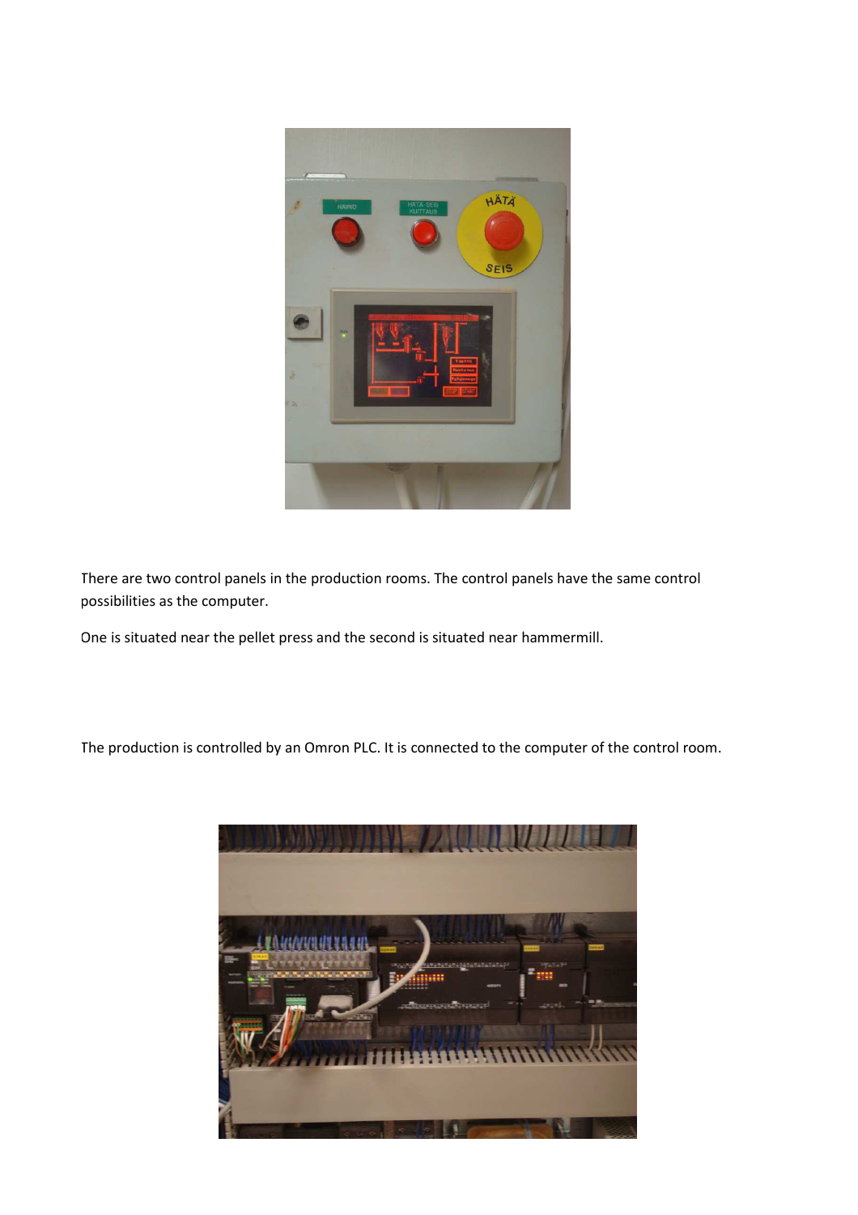There are two control panels in the production rooms. The control panels have the same control possibilities as the computer.

One is situated near the pellet press and the second is situated near hammermill.

The production is controlled by an Omron PLC. It is connected to the computer of the control room.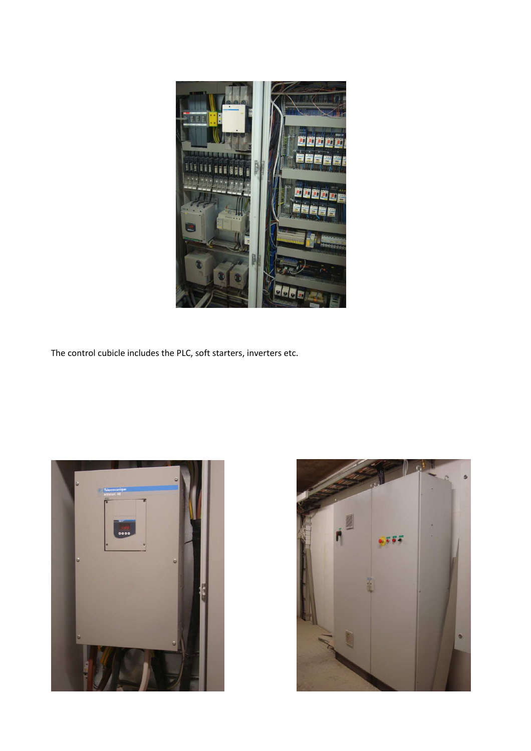The control cubicle includes the PLC, soft starters, inverters etc.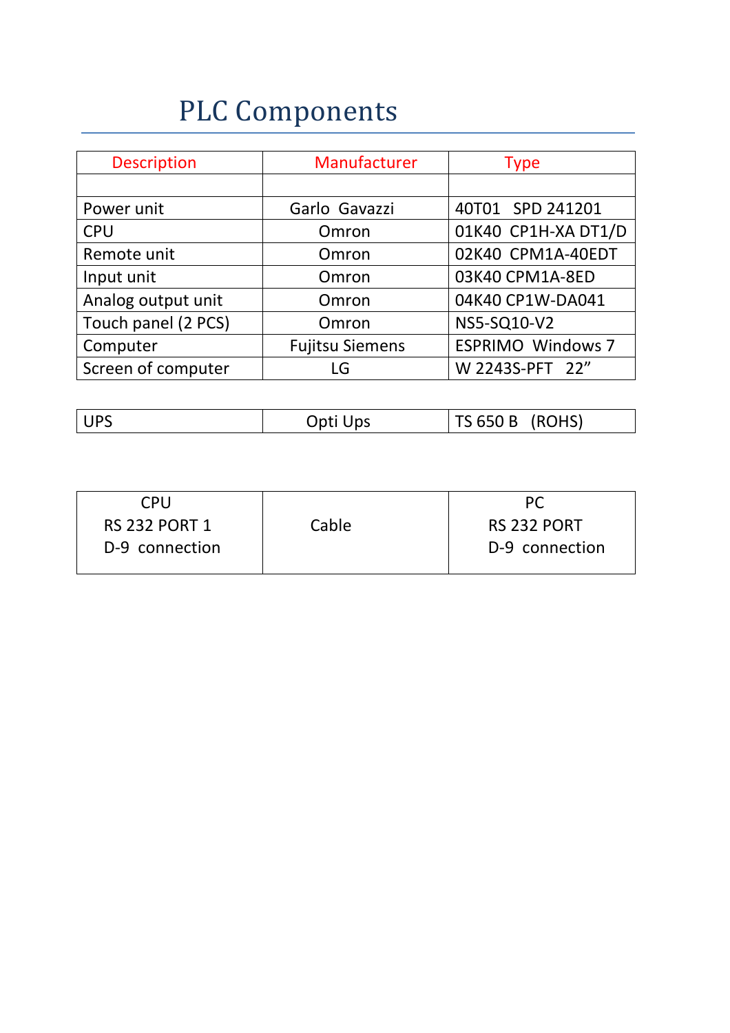# PLC Components

| Description | Manufacturer | Type |
|---|---|---|
| | | |
| Power unit | Garlo  Gavazzi | 40T01   SPD 241201 |
| CPU | Omron | 01K40  CP1H-XA DT1/D |
| Remote unit | Omron | 02K40  CPM1A-40EDT |
| Input unit | Omron | 03K40 CPM1A-8ED |
| Analog output unit | Omron | 04K40 CP1W-DA041 |
| Touch panel (2 PCS) | Omron | NS5-SQ10-V2 |
| Computer | Fujitsu Siemens | ESPRIMO  Windows 7 |
| Screen of computer | LG | W 2243S-PFT   22" |

| | | |
|---|---|---|
| UPS | Opti Ups | TS 650 B   (ROHS) |

| | | |
|---|---|---|
| CPU<br>RS 232 PORT 1<br>D-9  connection | Cable | PC<br>RS 232 PORT<br>D-9  connection |